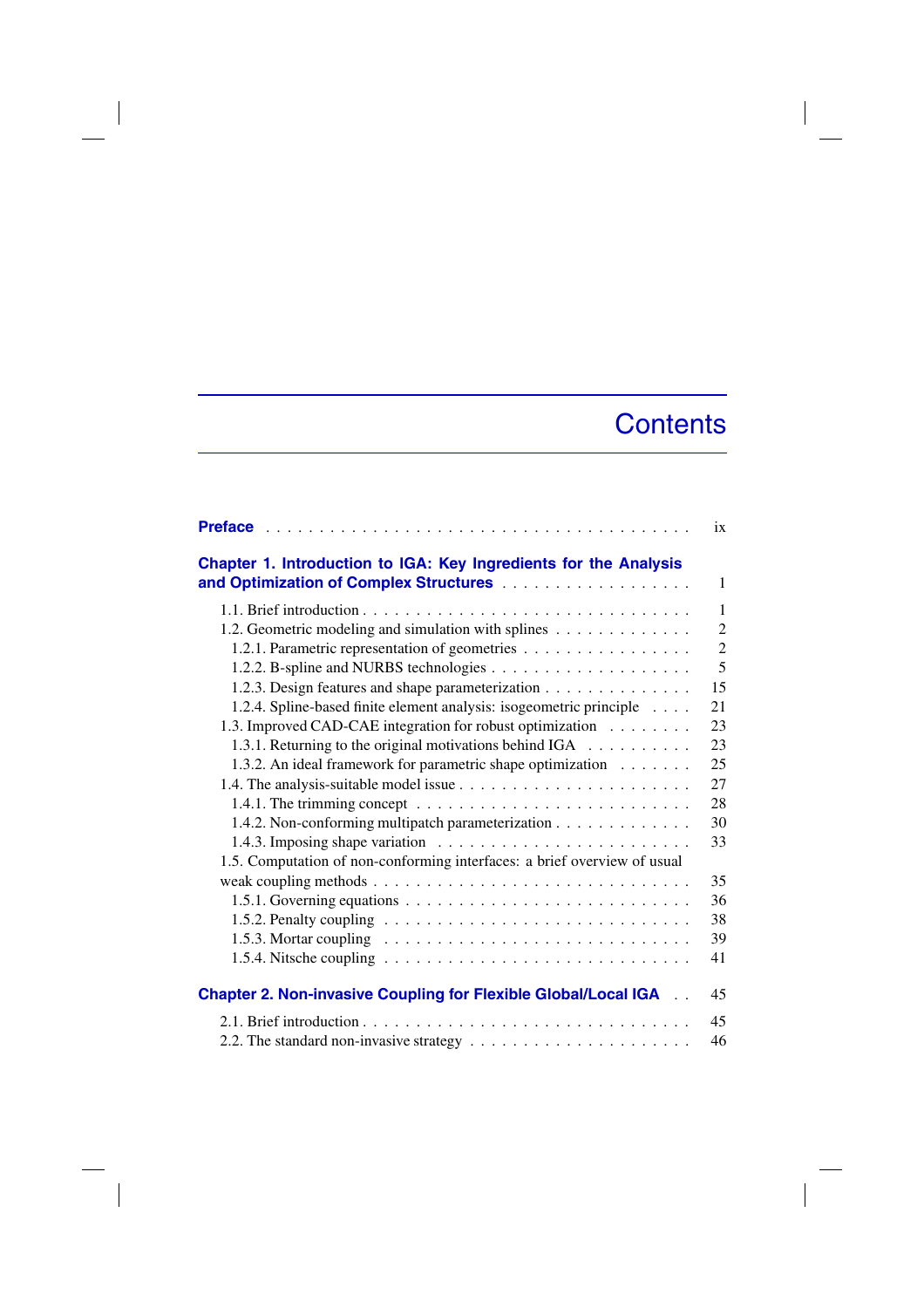# Contents

**Preface** . . . . . . . . . . . . . . . . . . . . . . . . . . . . . . . . . . . . . . . ix

**Chapter 1. Introduction to IGA: Key Ingredients for the Analysis and Optimization of Complex Structures** . . . . . . . . . . . . . . . . . . 1

- 1.1. Brief introduction . . . . . . . . . . . . . . . . . . . . . . . . . . . . . . 1
- 1.2. Geometric modeling and simulation with splines . . . . . . . . . . . . . 2
  - 1.2.1. Parametric representation of geometries . . . . . . . . . . . . . . . . 2
  - 1.2.2. B-spline and NURBS technologies . . . . . . . . . . . . . . . . . . . 5
  - 1.2.3. Design features and shape parameterization . . . . . . . . . . . . . . 15
  - 1.2.4. Spline-based finite element analysis: isogeometric principle . . . . 21
- 1.3. Improved CAD-CAE integration for robust optimization . . . . . . . . 23
  - 1.3.1. Returning to the original motivations behind IGA . . . . . . . . . . 23
  - 1.3.2. An ideal framework for parametric shape optimization . . . . . . . 25
- 1.4. The analysis-suitable model issue . . . . . . . . . . . . . . . . . . . . . 27
  - 1.4.1. The trimming concept . . . . . . . . . . . . . . . . . . . . . . . . . 28
  - 1.4.2. Non-conforming multipatch parameterization . . . . . . . . . . . . . 30
  - 1.4.3. Imposing shape variation . . . . . . . . . . . . . . . . . . . . . . . 33
- 1.5. Computation of non-conforming interfaces: a brief overview of usual weak coupling methods . . . . . . . . . . . . . . . . . . . . . . . . . . . . 35
  - 1.5.1. Governing equations . . . . . . . . . . . . . . . . . . . . . . . . . . 36
  - 1.5.2. Penalty coupling . . . . . . . . . . . . . . . . . . . . . . . . . . . . 38
  - 1.5.3. Mortar coupling . . . . . . . . . . . . . . . . . . . . . . . . . . . . 39
  - 1.5.4. Nitsche coupling . . . . . . . . . . . . . . . . . . . . . . . . . . . . 41

**Chapter 2. Non-invasive Coupling for Flexible Global/Local IGA** . . 45

- 2.1. Brief introduction . . . . . . . . . . . . . . . . . . . . . . . . . . . . . . 45
- 2.2. The standard non-invasive strategy . . . . . . . . . . . . . . . . . . . . 46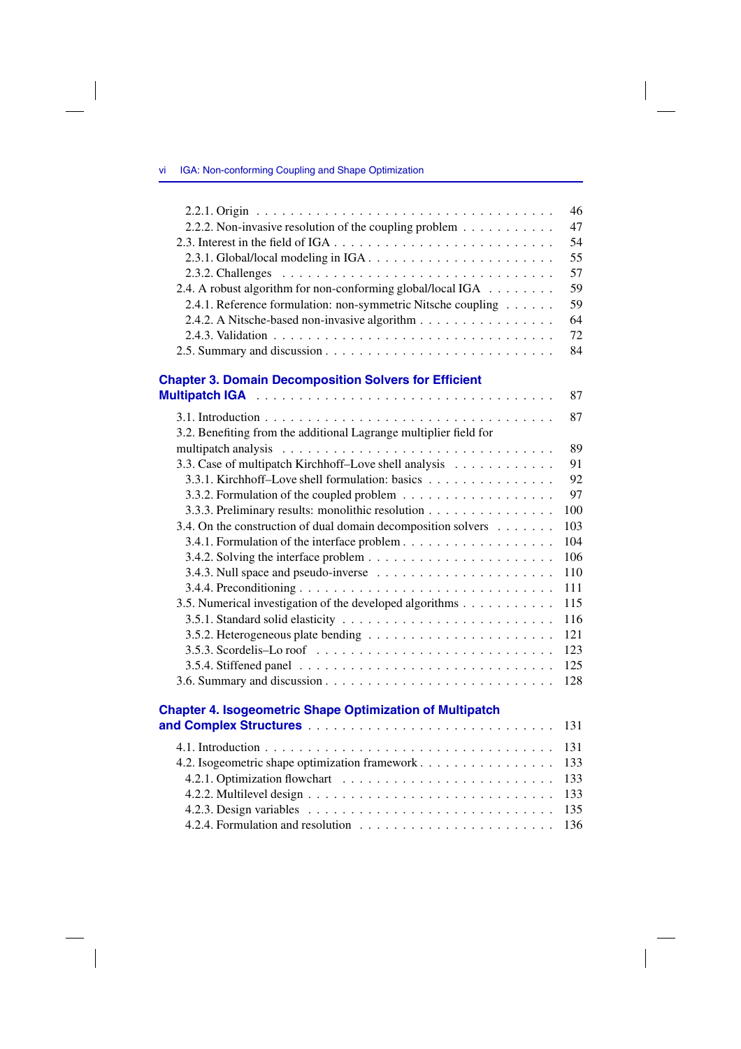2.2.1. Origin . . . . . . . . . . . . . . . . . . . . . . . . . . . . . . . . . 46
2.2.2. Non-invasive resolution of the coupling problem . . . . . . . . . . . 47
2.3. Interest in the field of IGA . . . . . . . . . . . . . . . . . . . . . . . . 54
2.3.1. Global/local modeling in IGA . . . . . . . . . . . . . . . . . . . . . 55
2.3.2. Challenges . . . . . . . . . . . . . . . . . . . . . . . . . . . . . . . 57
2.4. A robust algorithm for non-conforming global/local IGA . . . . . . . . 59
2.4.1. Reference formulation: non-symmetric Nitsche coupling . . . . . . 59
2.4.2. A Nitsche-based non-invasive algorithm . . . . . . . . . . . . . . . 64
2.4.3. Validation . . . . . . . . . . . . . . . . . . . . . . . . . . . . . . . . 72
2.5. Summary and discussion . . . . . . . . . . . . . . . . . . . . . . . . . . 84

## Chapter 3. Domain Decomposition Solvers for Efficient Multipatch IGA . . . . . . . . . . . . . . . . . . . . . . . . . . . . . . . . 87

3.1. Introduction . . . . . . . . . . . . . . . . . . . . . . . . . . . . . . . . . 87
3.2. Benefiting from the additional Lagrange multiplier field for multipatch analysis . . . . . . . . . . . . . . . . . . . . . . . . . . . . . 89
3.3. Case of multipatch Kirchhoff–Love shell analysis . . . . . . . . . . . 91
3.3.1. Kirchhoff–Love shell formulation: basics . . . . . . . . . . . . . . . 92
3.3.2. Formulation of the coupled problem . . . . . . . . . . . . . . . . . 97
3.3.3. Preliminary results: monolithic resolution . . . . . . . . . . . . . . 100
3.4. On the construction of dual domain decomposition solvers . . . . . . . 103
3.4.1. Formulation of the interface problem . . . . . . . . . . . . . . . . . 104
3.4.2. Solving the interface problem . . . . . . . . . . . . . . . . . . . . . 106
3.4.3. Null space and pseudo-inverse . . . . . . . . . . . . . . . . . . . . 110
3.4.4. Preconditioning . . . . . . . . . . . . . . . . . . . . . . . . . . . . . 111
3.5. Numerical investigation of the developed algorithms . . . . . . . . . . . 115
3.5.1. Standard solid elasticity . . . . . . . . . . . . . . . . . . . . . . . . 116
3.5.2. Heterogeneous plate bending . . . . . . . . . . . . . . . . . . . . . . 121
3.5.3. Scordelis–Lo roof . . . . . . . . . . . . . . . . . . . . . . . . . . . . 123
3.5.4. Stiffened panel . . . . . . . . . . . . . . . . . . . . . . . . . . . . . . 125
3.6. Summary and discussion . . . . . . . . . . . . . . . . . . . . . . . . . . 128

## Chapter 4. Isogeometric Shape Optimization of Multipatch and Complex Structures . . . . . . . . . . . . . . . . . . . . . . . . . . . . 131

4.1. Introduction . . . . . . . . . . . . . . . . . . . . . . . . . . . . . . . . . 131
4.2. Isogeometric shape optimization framework . . . . . . . . . . . . . . . . 133
4.2.1. Optimization flowchart . . . . . . . . . . . . . . . . . . . . . . . . . 133
4.2.2. Multilevel design . . . . . . . . . . . . . . . . . . . . . . . . . . . . 133
4.2.3. Design variables . . . . . . . . . . . . . . . . . . . . . . . . . . . . 135
4.2.4. Formulation and resolution . . . . . . . . . . . . . . . . . . . . . . 136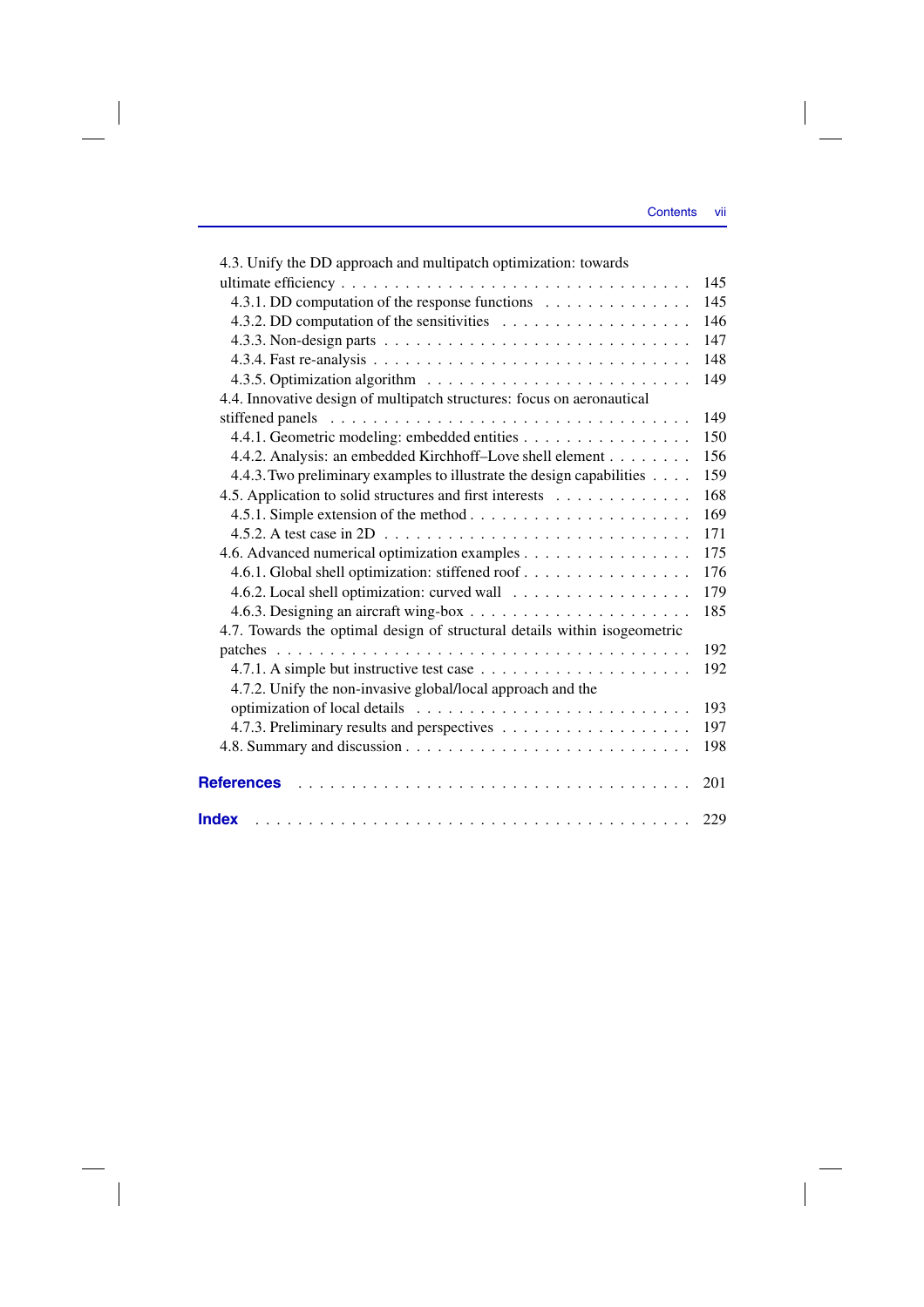4.3. Unify the DD approach and multipatch optimization: towards ultimate efficiency . . . . . 145

4.3.1. DD computation of the response functions . . . . . 145

4.3.2. DD computation of the sensitivities . . . . . 146

4.3.3. Non-design parts . . . . . 147

4.3.4. Fast re-analysis . . . . . 148

4.3.5. Optimization algorithm . . . . . 149

4.4. Innovative design of multipatch structures: focus on aeronautical stiffened panels . . . . . 149

4.4.1. Geometric modeling: embedded entities . . . . . 150

4.4.2. Analysis: an embedded Kirchhoff–Love shell element . . . . . 156

4.4.3. Two preliminary examples to illustrate the design capabilities . . . . . 159

4.5. Application to solid structures and first interests . . . . . 168

4.5.1. Simple extension of the method . . . . . 169

4.5.2. A test case in 2D . . . . . 171

4.6. Advanced numerical optimization examples . . . . . 175

4.6.1. Global shell optimization: stiffened roof . . . . . 176

4.6.2. Local shell optimization: curved wall . . . . . 179

4.6.3. Designing an aircraft wing-box . . . . . 185

4.7. Towards the optimal design of structural details within isogeometric patches . . . . . 192

4.7.1. A simple but instructive test case . . . . . 192

4.7.2. Unify the non-invasive global/local approach and the optimization of local details . . . . . 193

4.7.3. Preliminary results and perspectives . . . . . 197

4.8. Summary and discussion . . . . . 198

**References** . . . . . 201

**Index** . . . . . 229